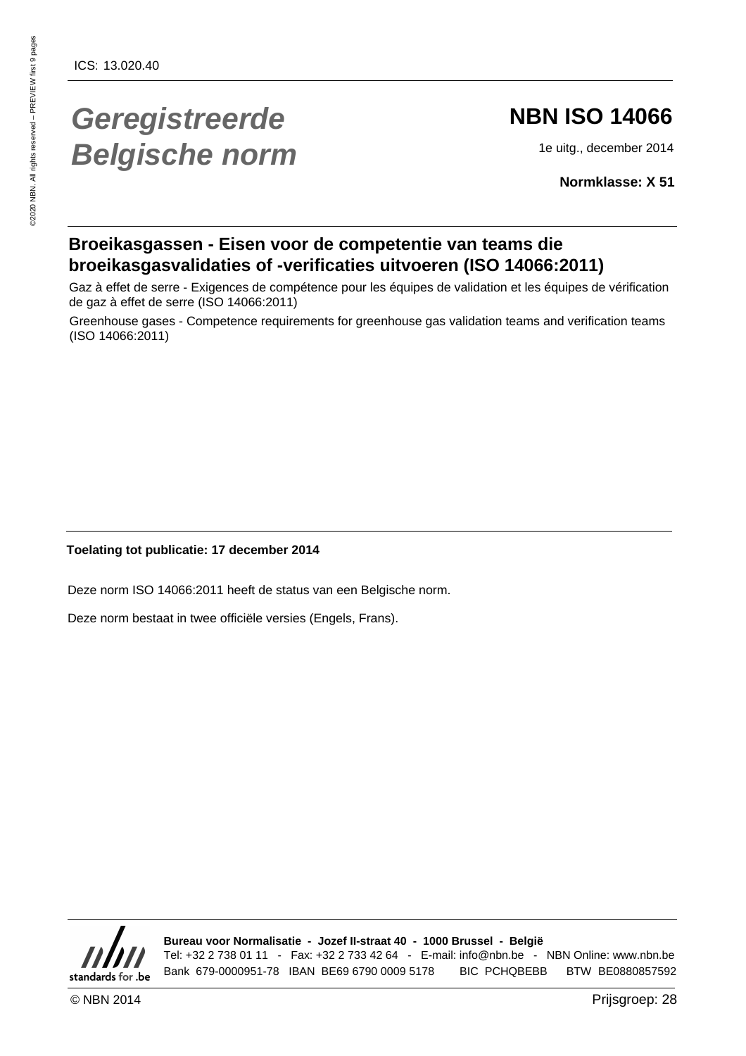ICS: 13.020.40

# *Geregistreerde Belgische norm*

## NBN ISO 14066

1e uitg., december 2014

**Normklasse: X 51**

## Broeikasgassen - Eisen voor de competentie van teams die broeikasgasvalidaties of -verificaties uitvoeren (ISO 14066:2011)

Gaz à effet de serre - Exigences de compétence pour les équipes de validation et les équipes de vérification de gaz à effet de serre (ISO 14066:2011)

Greenhouse gases - Competence requirements for greenhouse gas validation teams and verification teams (ISO 14066:2011)

**Toelating tot publicatie: 17 december 2014**

Deze norm ISO 14066:2011 heeft de status van een Belgische norm.

Deze norm bestaat in twee officiële versies (Engels, Frans).

**Bureau voor Normalisatie - Jozef II-straat 40 - 1000 Brussel - België**
Tel: +32 2 738 01 11 - Fax: +32 2 733 42 64 - E-mail: info@nbn.be - NBN Online: www.nbn.be
Bank 679-0000951-78 IBAN BE69 6790 0009 5178 BIC PCHQBEBB BTW BE0880857592

© NBN 2014

Prijsgroep: 28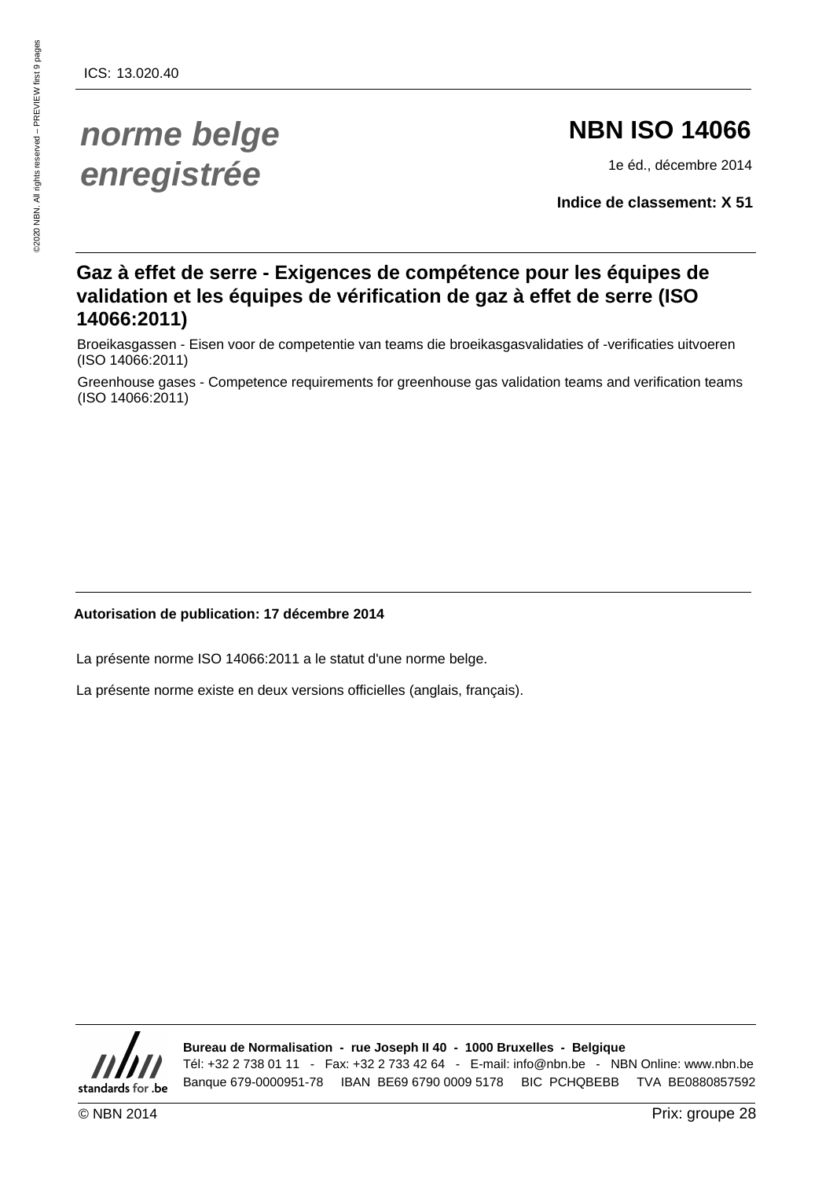ICS: 13.020.40

# *norme belge enregistrée*

# NBN ISO 14066

1e éd., décembre 2014

**Indice de classement: X 51**

## Gaz à effet de serre - Exigences de compétence pour les équipes de validation et les équipes de vérification de gaz à effet de serre (ISO 14066:2011)

Broeikasgassen - Eisen voor de competentie van teams die broeikasgasvalidaties of -verificaties uitvoeren (ISO 14066:2011)

Greenhouse gases - Competence requirements for greenhouse gas validation teams and verification teams (ISO 14066:2011)

**Autorisation de publication: 17 décembre 2014**

La présente norme ISO 14066:2011 a le statut d'une norme belge.

La présente norme existe en deux versions officielles (anglais, français).

**Bureau de Normalisation - rue Joseph II 40 - 1000 Bruxelles - Belgique**

Tél: +32 2 738 01 11 - Fax: +32 2 733 42 64 - E-mail: info@nbn.be - NBN Online: www.nbn.be

Banque 679-0000951-78 IBAN BE69 6790 0009 5178 BIC PCHQBEBB TVA BE0880857592

© NBN 2014

Prix: groupe 28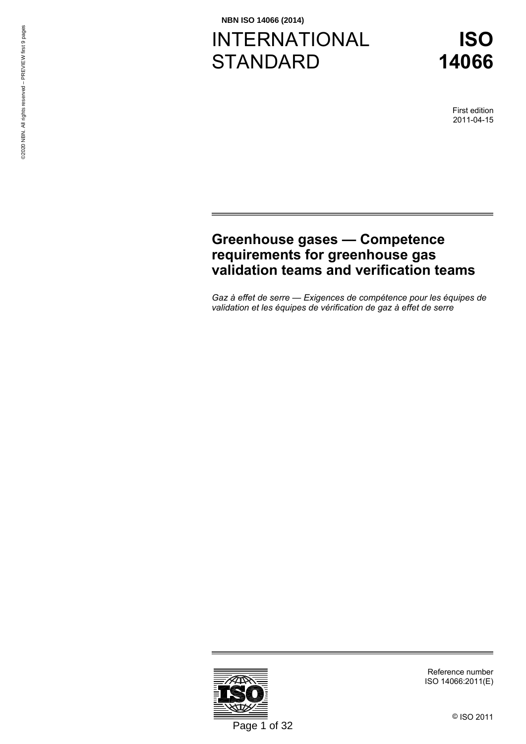NBN ISO 14066 (2014)

# INTERNATIONAL STANDARD

# ISO 14066

First edition
2011-04-15

## Greenhouse gases — Competence requirements for greenhouse gas validation teams and verification teams

*Gaz à effet de serre — Exigences de compétence pour les équipes de validation et les équipes de vérification de gaz à effet de serre*

Reference number
ISO 14066:2011(E)

© ISO 2011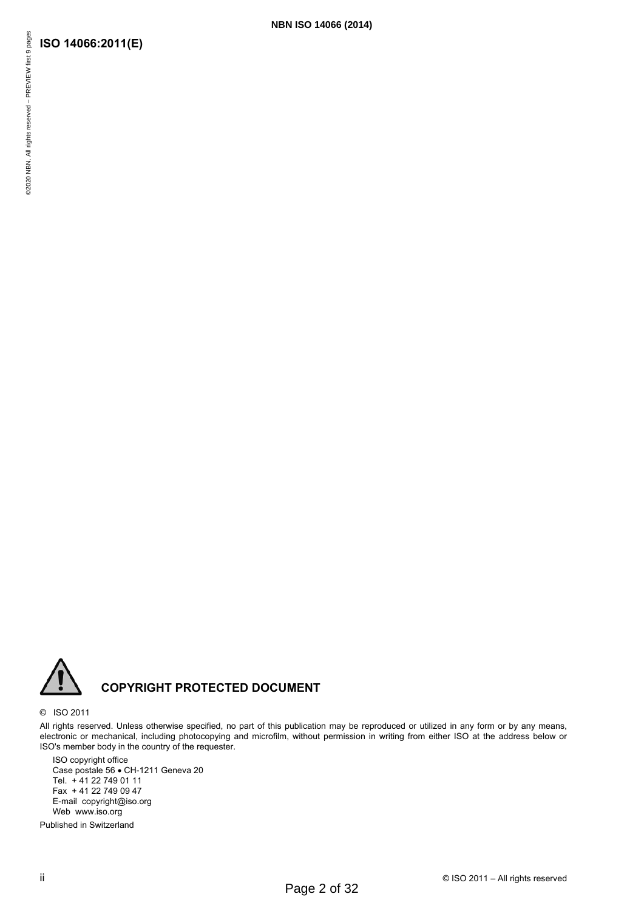## COPYRIGHT PROTECTED DOCUMENT

© ISO 2011

All rights reserved. Unless otherwise specified, no part of this publication may be reproduced or utilized in any form or by any means, electronic or mechanical, including photocopying and microfilm, without permission in writing from either ISO at the address below or ISO's member body in the country of the requester.

ISO copyright office
Case postale 56 • CH-1211 Geneva 20
Tel. + 41 22 749 01 11
Fax + 41 22 749 09 47
E-mail copyright@iso.org
Web www.iso.org

Published in Switzerland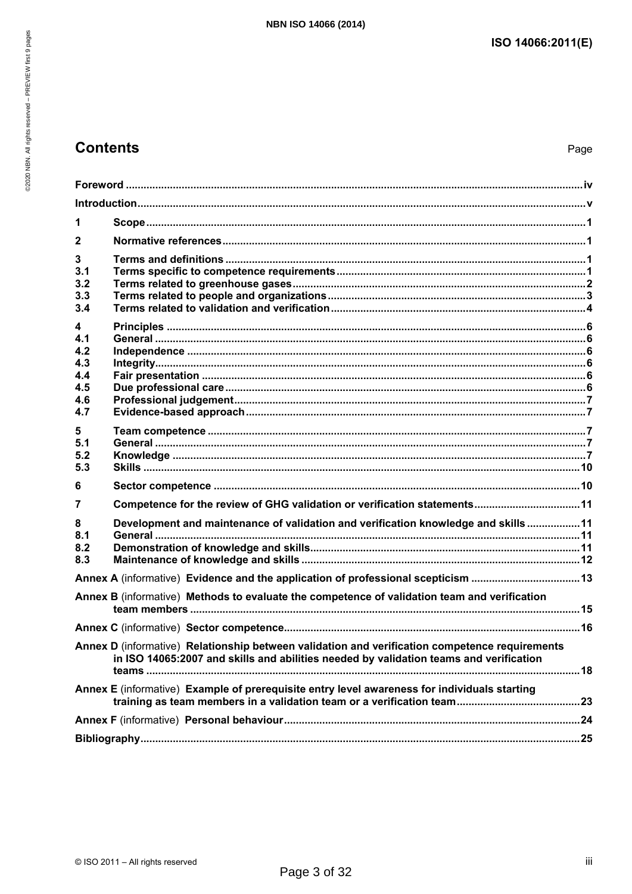# Contents

Page

| | | |
|---|---|---|
| **Foreword** | | **iv** |
| **Introduction** | | **v** |
| **1** | **Scope** | **1** |
| **2** | **Normative references** | **1** |
| **3** | **Terms and definitions** | **1** |
| **3.1** | **Terms specific to competence requirements** | **1** |
| **3.2** | **Terms related to greenhouse gases** | **2** |
| **3.3** | **Terms related to people and organizations** | **3** |
| **3.4** | **Terms related to validation and verification** | **4** |
| **4** | **Principles** | **6** |
| **4.1** | **General** | **6** |
| **4.2** | **Independence** | **6** |
| **4.3** | **Integrity** | **6** |
| **4.4** | **Fair presentation** | **6** |
| **4.5** | **Due professional care** | **6** |
| **4.6** | **Professional judgement** | **7** |
| **4.7** | **Evidence-based approach** | **7** |
| **5** | **Team competence** | **7** |
| **5.1** | **General** | **7** |
| **5.2** | **Knowledge** | **7** |
| **5.3** | **Skills** | **10** |
| **6** | **Sector competence** | **10** |
| **7** | **Competence for the review of GHG validation or verification statements** | **11** |
| **8** | **Development and maintenance of validation and verification knowledge and skills** | **11** |
| **8.1** | **General** | **11** |
| **8.2** | **Demonstration of knowledge and skills** | **11** |
| **8.3** | **Maintenance of knowledge and skills** | **12** |
| **Annex A** (informative) **Evidence and the application of professional scepticism** | | **13** |
| **Annex B** (informative) **Methods to evaluate the competence of validation team and verification team members** | | **15** |
| **Annex C** (informative) **Sector competence** | | **16** |
| **Annex D** (informative) **Relationship between validation and verification competence requirements in ISO 14065:2007 and skills and abilities needed by validation teams and verification teams** | | **18** |
| **Annex E** (informative) **Example of prerequisite entry level awareness for individuals starting training as team members in a validation team or a verification team** | | **23** |
| **Annex F** (informative) **Personal behaviour** | | **24** |
| **Bibliography** | | **25** |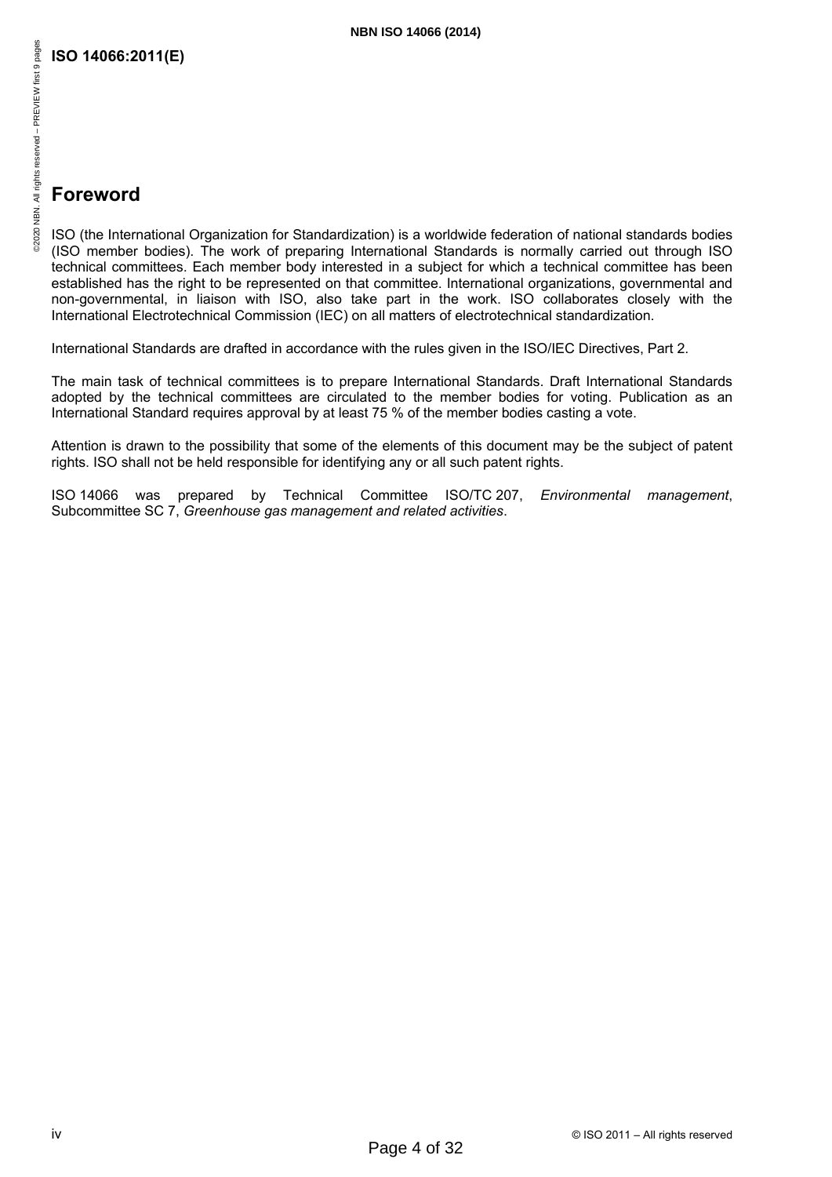## Foreword

ISO (the International Organization for Standardization) is a worldwide federation of national standards bodies (ISO member bodies). The work of preparing International Standards is normally carried out through ISO technical committees. Each member body interested in a subject for which a technical committee has been established has the right to be represented on that committee. International organizations, governmental and non-governmental, in liaison with ISO, also take part in the work. ISO collaborates closely with the International Electrotechnical Commission (IEC) on all matters of electrotechnical standardization.

International Standards are drafted in accordance with the rules given in the ISO/IEC Directives, Part 2.

The main task of technical committees is to prepare International Standards. Draft International Standards adopted by the technical committees are circulated to the member bodies for voting. Publication as an International Standard requires approval by at least 75 % of the member bodies casting a vote.

Attention is drawn to the possibility that some of the elements of this document may be the subject of patent rights. ISO shall not be held responsible for identifying any or all such patent rights.

ISO 14066 was prepared by Technical Committee ISO/TC 207, *Environmental management*, Subcommittee SC 7, *Greenhouse gas management and related activities*.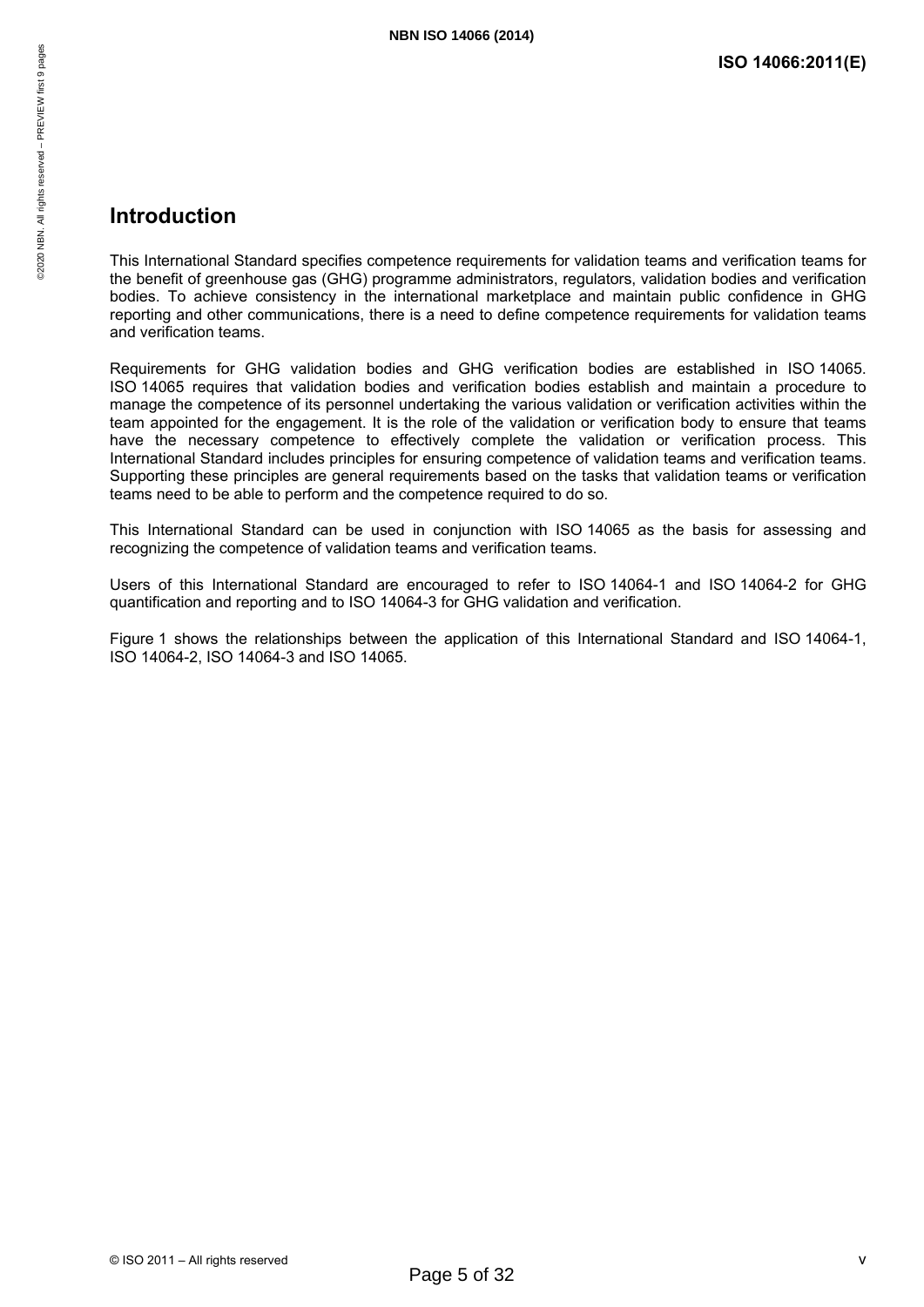## Introduction

This International Standard specifies competence requirements for validation teams and verification teams for the benefit of greenhouse gas (GHG) programme administrators, regulators, validation bodies and verification bodies. To achieve consistency in the international marketplace and maintain public confidence in GHG reporting and other communications, there is a need to define competence requirements for validation teams and verification teams.

Requirements for GHG validation bodies and GHG verification bodies are established in ISO 14065. ISO 14065 requires that validation bodies and verification bodies establish and maintain a procedure to manage the competence of its personnel undertaking the various validation or verification activities within the team appointed for the engagement. It is the role of the validation or verification body to ensure that teams have the necessary competence to effectively complete the validation or verification process. This International Standard includes principles for ensuring competence of validation teams and verification teams. Supporting these principles are general requirements based on the tasks that validation teams or verification teams need to be able to perform and the competence required to do so.

This International Standard can be used in conjunction with ISO 14065 as the basis for assessing and recognizing the competence of validation teams and verification teams.

Users of this International Standard are encouraged to refer to ISO 14064-1 and ISO 14064-2 for GHG quantification and reporting and to ISO 14064-3 for GHG validation and verification.

Figure 1 shows the relationships between the application of this International Standard and ISO 14064-1, ISO 14064-2, ISO 14064-3 and ISO 14065.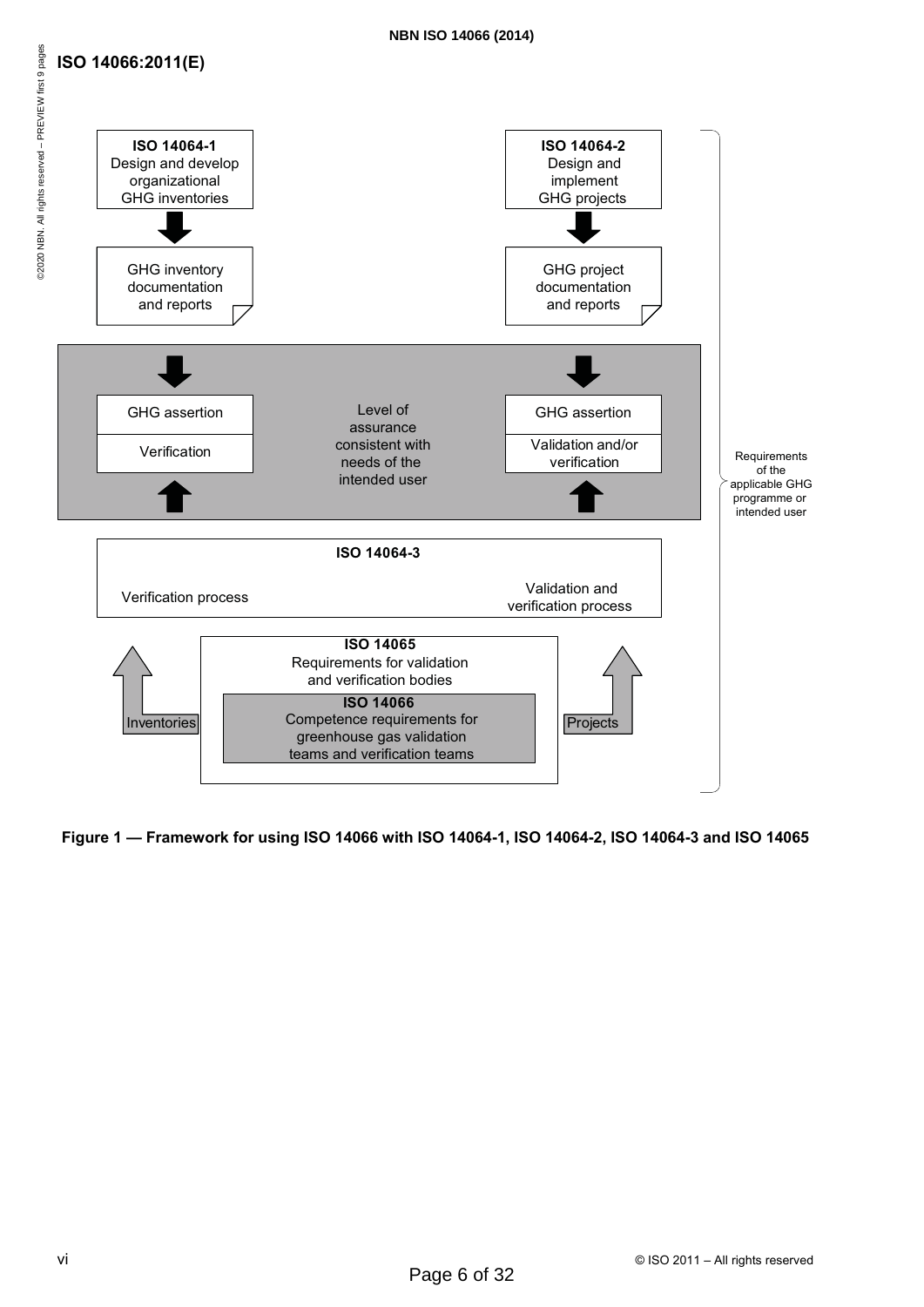ISO 14066:2011(E)

ISO 14064-1
Design and develop organizational GHG inventories

GHG inventory documentation and reports

ISO 14064-2
Design and implement GHG projects

GHG project documentation and reports

GHG assertion

Verification

Level of assurance consistent with needs of the intended user

GHG assertion

Validation and/or verification

Requirements of the applicable GHG programme or intended user

ISO 14064-3

Verification process

Validation and verification process

ISO 14065
Requirements for validation and verification bodies

ISO 14066
Competence requirements for greenhouse gas validation teams and verification teams

Inventories

Projects

**Figure 1 — Framework for using ISO 14066 with ISO 14064-1, ISO 14064-2, ISO 14064-3 and ISO 14065**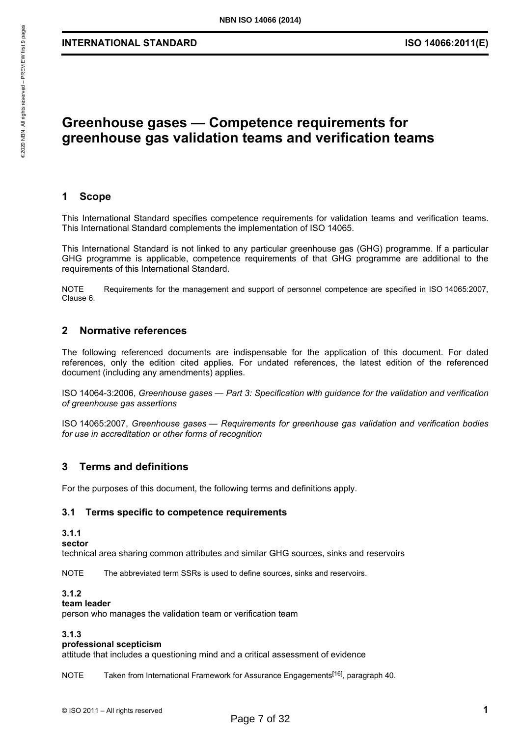# Greenhouse gases — Competence requirements for greenhouse gas validation teams and verification teams

## 1 Scope

This International Standard specifies competence requirements for validation teams and verification teams. This International Standard complements the implementation of ISO 14065.

This International Standard is not linked to any particular greenhouse gas (GHG) programme. If a particular GHG programme is applicable, competence requirements of that GHG programme are additional to the requirements of this International Standard.

NOTE Requirements for the management and support of personnel competence are specified in ISO 14065:2007, Clause 6.

## 2 Normative references

The following referenced documents are indispensable for the application of this document. For dated references, only the edition cited applies. For undated references, the latest edition of the referenced document (including any amendments) applies.

ISO 14064-3:2006, *Greenhouse gases — Part 3: Specification with guidance for the validation and verification of greenhouse gas assertions*

ISO 14065:2007, *Greenhouse gases — Requirements for greenhouse gas validation and verification bodies for use in accreditation or other forms of recognition*

## 3 Terms and definitions

For the purposes of this document, the following terms and definitions apply.

### 3.1 Terms specific to competence requirements

**3.1.1**
**sector**
technical area sharing common attributes and similar GHG sources, sinks and reservoirs

NOTE The abbreviated term SSRs is used to define sources, sinks and reservoirs.

**3.1.2**
**team leader**
person who manages the validation team or verification team

**3.1.3**
**professional scepticism**
attitude that includes a questioning mind and a critical assessment of evidence

NOTE Taken from International Framework for Assurance Engagements[16], paragraph 40.